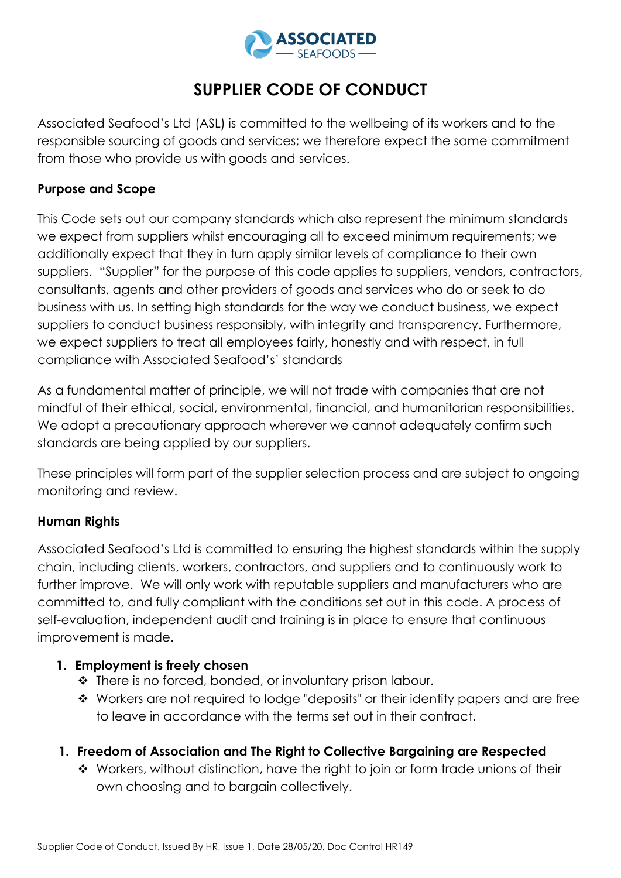# SUPPLIER CODE OF CONDUCT

Associated Seafood's Ltd (ASL) is committed to the wellbeing of its workers and to the responsible sourcing of goods and services; we therefore expect the same commitment from those who provide us with goods and services.

**Purpose and Scope**

This Code sets out our company standards which also represent the minimum standards we expect from suppliers whilst encouraging all to exceed minimum requirements; we additionally expect that they in turn apply similar levels of compliance to their own suppliers. "Supplier" for the purpose of this code applies to suppliers, vendors, contractors, consultants, agents and other providers of goods and services who do or seek to do business with us. In setting high standards for the way we conduct business, we expect suppliers to conduct business responsibly, with integrity and transparency. Furthermore, we expect suppliers to treat all employees fairly, honestly and with respect, in full compliance with Associated Seafood's' standards

As a fundamental matter of principle, we will not trade with companies that are not mindful of their ethical, social, environmental, financial, and humanitarian responsibilities. We adopt a precautionary approach wherever we cannot adequately confirm such standards are being applied by our suppliers.

These principles will form part of the supplier selection process and are subject to ongoing monitoring and review.

**Human Rights**

Associated Seafood's Ltd is committed to ensuring the highest standards within the supply chain, including clients, workers, contractors, and suppliers and to continuously work to further improve. We will only work with reputable suppliers and manufacturers who are committed to, and fully compliant with the conditions set out in this code. A process of self-evaluation, independent audit and training is in place to ensure that continuous improvement is made.

1. **Employment is freely chosen**
   - There is no forced, bonded, or involuntary prison labour.
   - Workers are not required to lodge "deposits" or their identity papers and are free to leave in accordance with the terms set out in their contract.

1. **Freedom of Association and The Right to Collective Bargaining are Respected**
   - Workers, without distinction, have the right to join or form trade unions of their own choosing and to bargain collectively.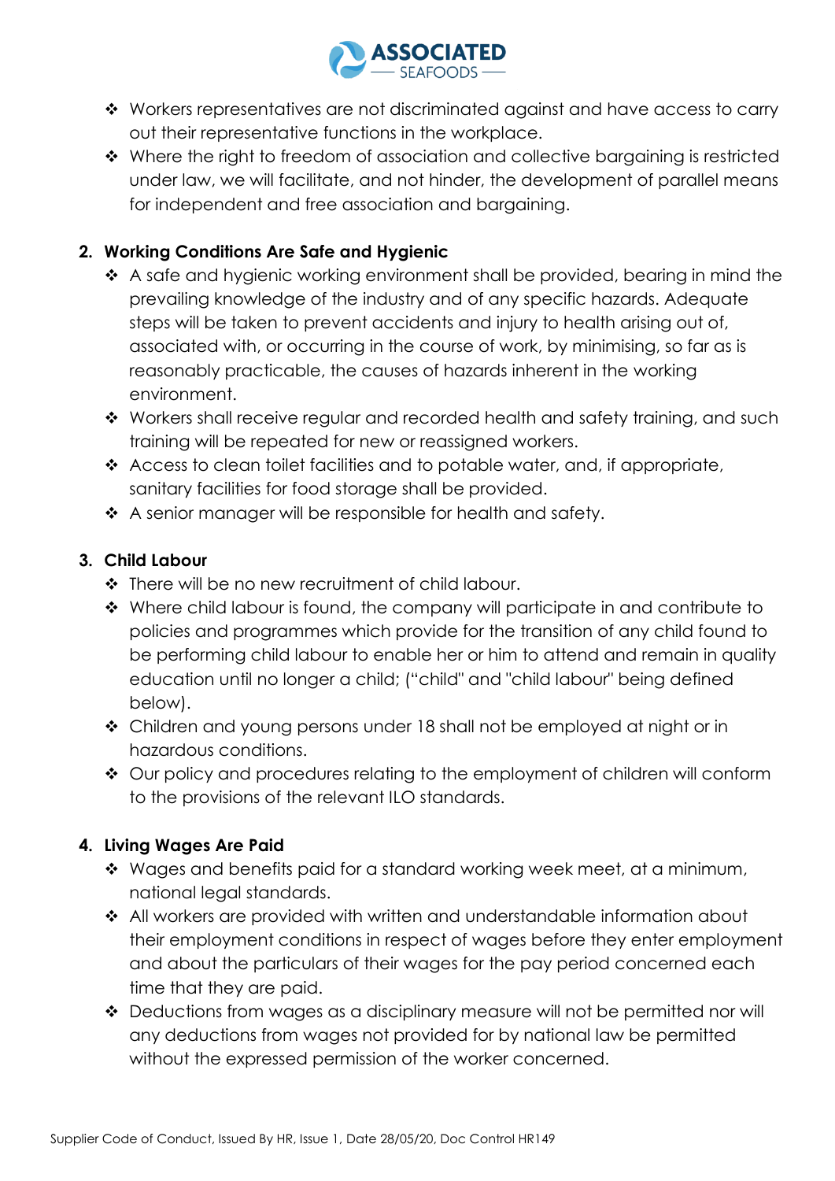- Workers representatives are not discriminated against and have access to carry out their representative functions in the workplace.
- Where the right to freedom of association and collective bargaining is restricted under law, we will facilitate, and not hinder, the development of parallel means for independent and free association and bargaining.

2. **Working Conditions Are Safe and Hygienic**
   - A safe and hygienic working environment shall be provided, bearing in mind the prevailing knowledge of the industry and of any specific hazards. Adequate steps will be taken to prevent accidents and injury to health arising out of, associated with, or occurring in the course of work, by minimising, so far as is reasonably practicable, the causes of hazards inherent in the working environment.
   - Workers shall receive regular and recorded health and safety training, and such training will be repeated for new or reassigned workers.
   - Access to clean toilet facilities and to potable water, and, if appropriate, sanitary facilities for food storage shall be provided.
   - A senior manager will be responsible for health and safety.

3. **Child Labour**
   - There will be no new recruitment of child labour.
   - Where child labour is found, the company will participate in and contribute to policies and programmes which provide for the transition of any child found to be performing child labour to enable her or him to attend and remain in quality education until no longer a child; ("child" and "child labour" being defined below).
   - Children and young persons under 18 shall not be employed at night or in hazardous conditions.
   - Our policy and procedures relating to the employment of children will conform to the provisions of the relevant ILO standards.

4. **Living Wages Are Paid**
   - Wages and benefits paid for a standard working week meet, at a minimum, national legal standards.
   - All workers are provided with written and understandable information about their employment conditions in respect of wages before they enter employment and about the particulars of their wages for the pay period concerned each time that they are paid.
   - Deductions from wages as a disciplinary measure will not be permitted nor will any deductions from wages not provided for by national law be permitted without the expressed permission of the worker concerned.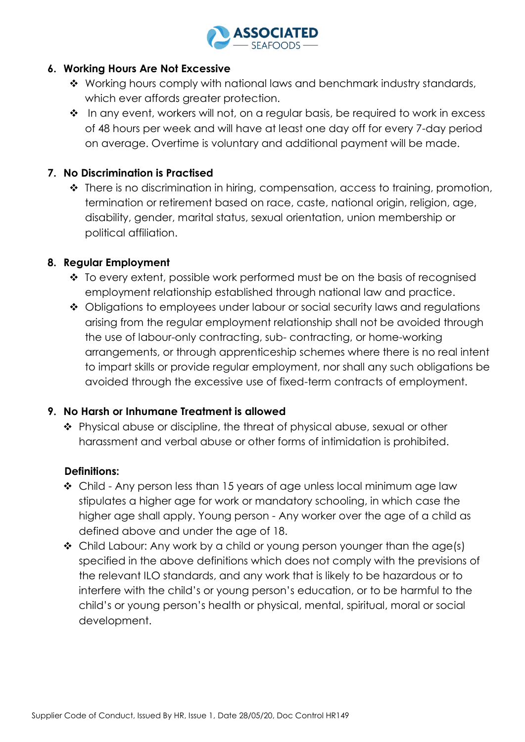### 6. Working Hours Are Not Excessive

- Working hours comply with national laws and benchmark industry standards, which ever affords greater protection.
- In any event, workers will not, on a regular basis, be required to work in excess of 48 hours per week and will have at least one day off for every 7-day period on average. Overtime is voluntary and additional payment will be made.

### 7. No Discrimination is Practised

- There is no discrimination in hiring, compensation, access to training, promotion, termination or retirement based on race, caste, national origin, religion, age, disability, gender, marital status, sexual orientation, union membership or political affiliation.

### 8. Regular Employment

- To every extent, possible work performed must be on the basis of recognised employment relationship established through national law and practice.
- Obligations to employees under labour or social security laws and regulations arising from the regular employment relationship shall not be avoided through the use of labour-only contracting, sub- contracting, or home-working arrangements, or through apprenticeship schemes where there is no real intent to impart skills or provide regular employment, nor shall any such obligations be avoided through the excessive use of fixed-term contracts of employment.

### 9. No Harsh or Inhumane Treatment is allowed

- Physical abuse or discipline, the threat of physical abuse, sexual or other harassment and verbal abuse or other forms of intimidation is prohibited.

**Definitions:**

- Child - Any person less than 15 years of age unless local minimum age law stipulates a higher age for work or mandatory schooling, in which case the higher age shall apply. Young person - Any worker over the age of a child as defined above and under the age of 18.
- Child Labour: Any work by a child or young person younger than the age(s) specified in the above definitions which does not comply with the previsions of the relevant ILO standards, and any work that is likely to be hazardous or to interfere with the child's or young person's education, or to be harmful to the child's or young person's health or physical, mental, spiritual, moral or social development.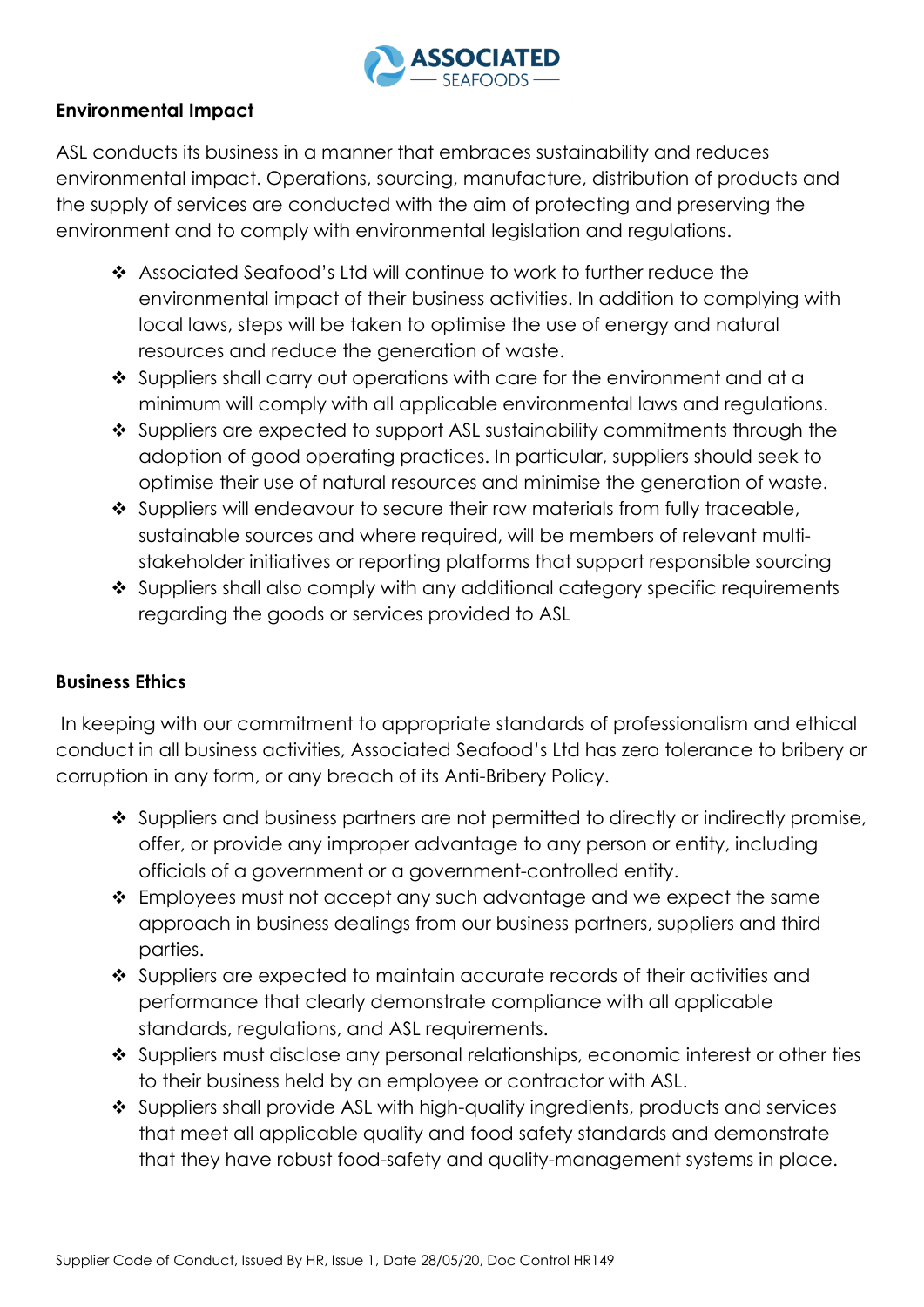**Environmental Impact**

ASL conducts its business in a manner that embraces sustainability and reduces environmental impact. Operations, sourcing, manufacture, distribution of products and the supply of services are conducted with the aim of protecting and preserving the environment and to comply with environmental legislation and regulations.

- Associated Seafood's Ltd will continue to work to further reduce the environmental impact of their business activities. In addition to complying with local laws, steps will be taken to optimise the use of energy and natural resources and reduce the generation of waste.
- Suppliers shall carry out operations with care for the environment and at a minimum will comply with all applicable environmental laws and regulations.
- Suppliers are expected to support ASL sustainability commitments through the adoption of good operating practices. In particular, suppliers should seek to optimise their use of natural resources and minimise the generation of waste.
- Suppliers will endeavour to secure their raw materials from fully traceable, sustainable sources and where required, will be members of relevant multi-stakeholder initiatives or reporting platforms that support responsible sourcing
- Suppliers shall also comply with any additional category specific requirements regarding the goods or services provided to ASL

**Business Ethics**

In keeping with our commitment to appropriate standards of professionalism and ethical conduct in all business activities, Associated Seafood's Ltd has zero tolerance to bribery or corruption in any form, or any breach of its Anti-Bribery Policy.

- Suppliers and business partners are not permitted to directly or indirectly promise, offer, or provide any improper advantage to any person or entity, including officials of a government or a government-controlled entity.
- Employees must not accept any such advantage and we expect the same approach in business dealings from our business partners, suppliers and third parties.
- Suppliers are expected to maintain accurate records of their activities and performance that clearly demonstrate compliance with all applicable standards, regulations, and ASL requirements.
- Suppliers must disclose any personal relationships, economic interest or other ties to their business held by an employee or contractor with ASL.
- Suppliers shall provide ASL with high-quality ingredients, products and services that meet all applicable quality and food safety standards and demonstrate that they have robust food-safety and quality-management systems in place.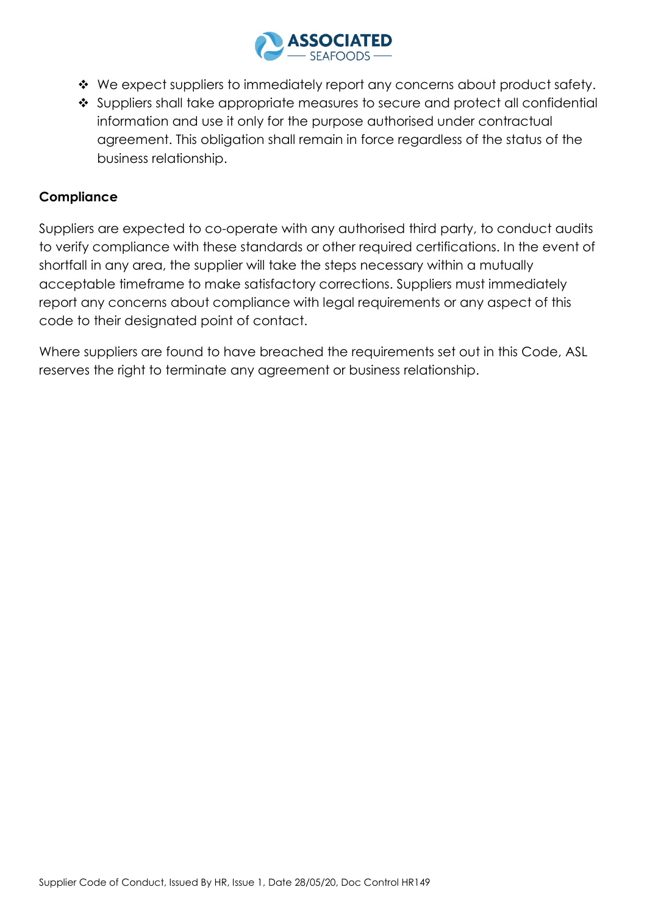- We expect suppliers to immediately report any concerns about product safety.
- Suppliers shall take appropriate measures to secure and protect all confidential information and use it only for the purpose authorised under contractual agreement. This obligation shall remain in force regardless of the status of the business relationship.

**Compliance**

Suppliers are expected to co-operate with any authorised third party, to conduct audits to verify compliance with these standards or other required certifications. In the event of shortfall in any area, the supplier will take the steps necessary within a mutually acceptable timeframe to make satisfactory corrections. Suppliers must immediately report any concerns about compliance with legal requirements or any aspect of this code to their designated point of contact.

Where suppliers are found to have breached the requirements set out in this Code, ASL reserves the right to terminate any agreement or business relationship.